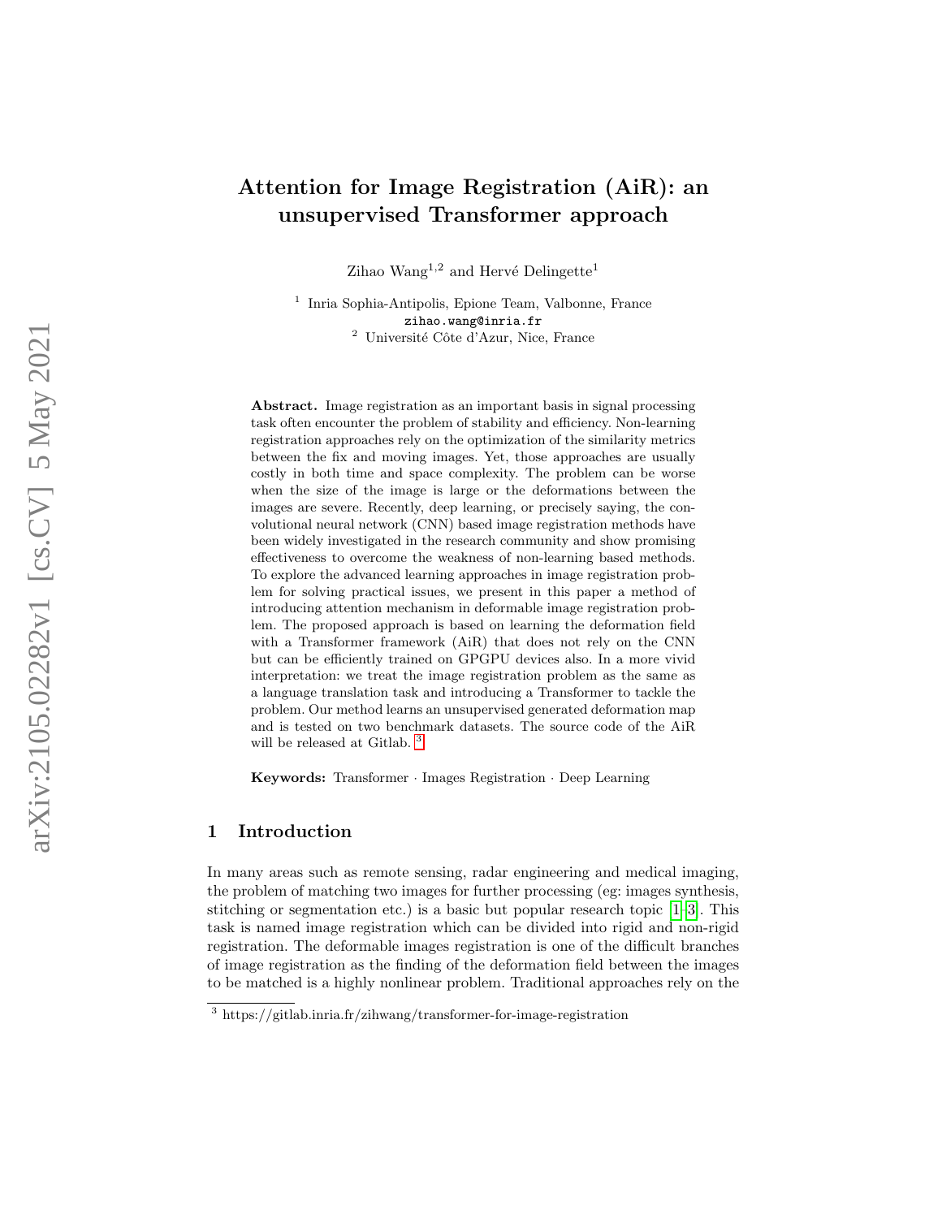# Attention for Image Registration (AiR): an unsupervised Transformer approach

Zihao Wang[1,2] and Hervé Delingette[1]

[1] Inria Sophia-Antipolis, Epione Team, Valbonne, France
zihao.wang@inria.fr
[2] Université Côte d'Azur, Nice, France

**Abstract.** Image registration as an important basis in signal processing task often encounter the problem of stability and efficiency. Non-learning registration approaches rely on the optimization of the similarity metrics between the fix and moving images. Yet, those approaches are usually costly in both time and space complexity. The problem can be worse when the size of the image is large or the deformations between the images are severe. Recently, deep learning, or precisely saying, the convolutional neural network (CNN) based image registration methods have been widely investigated in the research community and show promising effectiveness to overcome the weakness of non-learning based methods. To explore the advanced learning approaches in image registration problem for solving practical issues, we present in this paper a method of introducing attention mechanism in deformable image registration problem. The proposed approach is based on learning the deformation field with a Transformer framework (AiR) that does not rely on the CNN but can be efficiently trained on GPGPU devices also. In a more vivid interpretation: we treat the image registration problem as the same as a language translation task and introducing a Transformer to tackle the problem. Our method learns an unsupervised generated deformation map and is tested on two benchmark datasets. The source code of the AiR will be released at Gitlab. [3]

**Keywords:** Transformer · Images Registration · Deep Learning

## 1 Introduction

In many areas such as remote sensing, radar engineering and medical imaging, the problem of matching two images for further processing (eg: images synthesis, stitching or segmentation etc.) is a basic but popular research topic [1–3]. This task is named image registration which can be divided into rigid and non-rigid registration. The deformable images registration is one of the difficult branches of image registration as the finding of the deformation field between the images to be matched is a highly nonlinear problem. Traditional approaches rely on the

[3] https://gitlab.inria.fr/zihwang/transformer-for-image-registration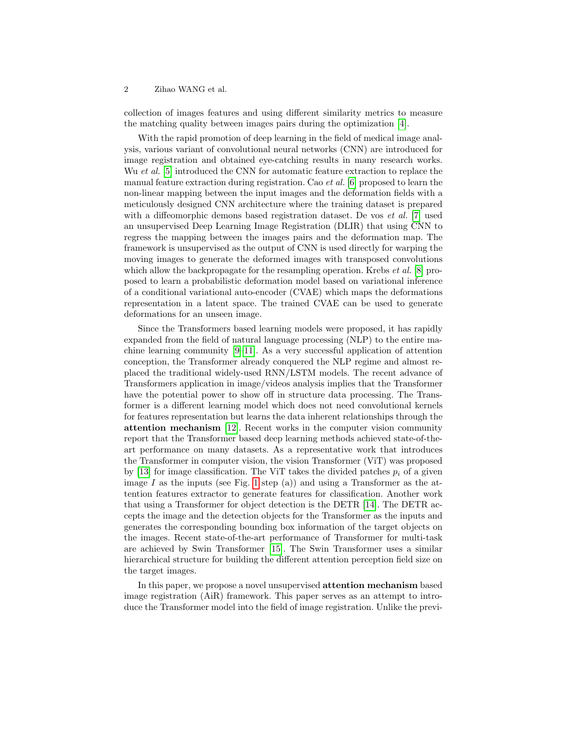collection of images features and using different similarity metrics to measure the matching quality between images pairs during the optimization [4].

With the rapid promotion of deep learning in the field of medical image analysis, various variant of convolutional neural networks (CNN) are introduced for image registration and obtained eye-catching results in many research works. Wu *et al.* [5] introduced the CNN for automatic feature extraction to replace the manual feature extraction during registration. Cao *et al.* [6] proposed to learn the non-linear mapping between the input images and the deformation fields with a meticulously designed CNN architecture where the training dataset is prepared with a diffeomorphic demons based registration dataset. De vos *et al.* [7] used an unsupervised Deep Learning Image Registration (DLIR) that using CNN to regress the mapping between the images pairs and the deformation map. The framework is unsupervised as the output of CNN is used directly for warping the moving images to generate the deformed images with transposed convolutions which allow the backpropagate for the resampling operation. Krebs *et al.* [8] proposed to learn a probabilistic deformation model based on variational inference of a conditional variational auto-encoder (CVAE) which maps the deformations representation in a latent space. The trained CVAE can be used to generate deformations for an unseen image.

Since the Transformers based learning models were proposed, it has rapidly expanded from the field of natural language processing (NLP) to the entire machine learning community [9–11]. As a very successful application of attention conception, the Transformer already conquered the NLP regime and almost replaced the traditional widely-used RNN/LSTM models. The recent advance of Transformers application in image/videos analysis implies that the Transformer have the potential power to show off in structure data processing. The Transformer is a different learning model which does not need convolutional kernels for features representation but learns the data inherent relationships through the **attention mechanism** [12]. Recent works in the computer vision community report that the Transformer based deep learning methods achieved state-of-the-art performance on many datasets. As a representative work that introduces the Transformer in computer vision, the vision Transformer (ViT) was proposed by [13] for image classification. The ViT takes the divided patches $p_i$ of a given image $I$ as the inputs (see Fig. 1 step (a)) and using a Transformer as the attention features extractor to generate features for classification. Another work that using a Transformer for object detection is the DETR [14]. The DETR accepts the image and the detection objects for the Transformer as the inputs and generates the corresponding bounding box information of the target objects on the images. Recent state-of-the-art performance of Transformer for multi-task are achieved by Swin Transformer [15]. The Swin Transformer uses a similar hierarchical structure for building the different attention perception field size on the target images.

In this paper, we propose a novel unsupervised **attention mechanism** based image registration (AiR) framework. This paper serves as an attempt to introduce the Transformer model into the field of image registration. Unlike the previ-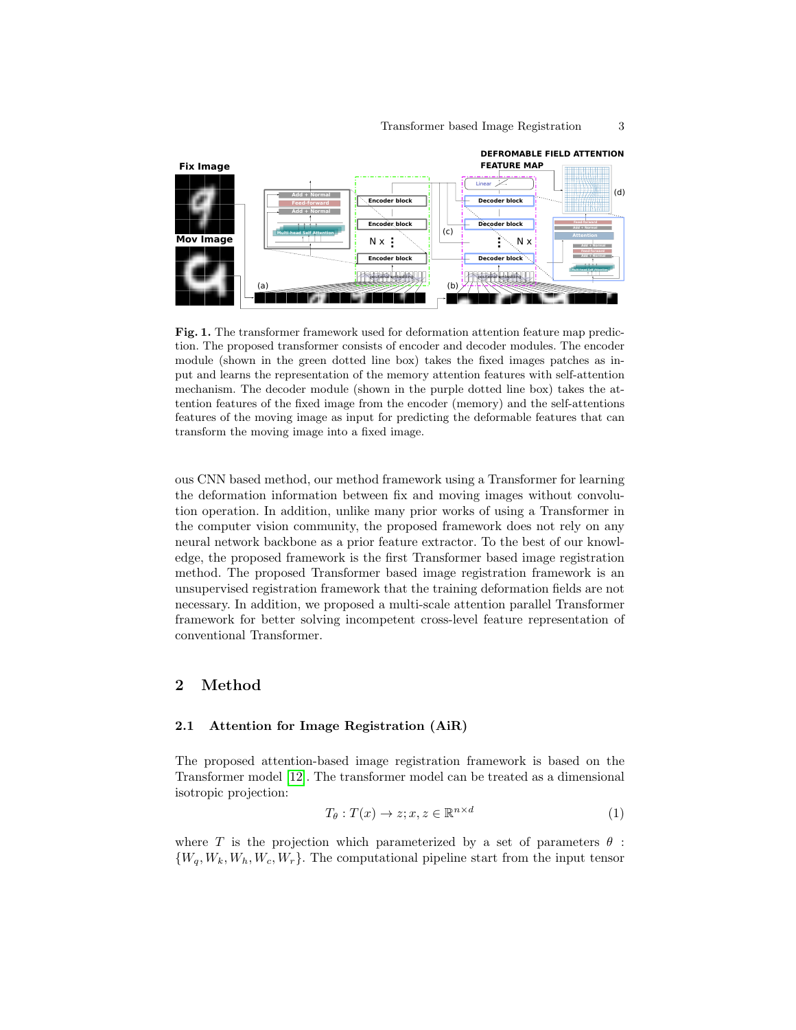**Fig. 1.** The transformer framework used for deformation attention feature map prediction. The proposed transformer consists of encoder and decoder modules. The encoder module (shown in the green dotted line box) takes the fixed images patches as input and learns the representation of the memory attention features with self-attention mechanism. The decoder module (shown in the purple dotted line box) takes the attention features of the fixed image from the encoder (memory) and the self-attentions features of the moving image as input for predicting the deformable features that can transform the moving image into a fixed image.

ous CNN based method, our method framework using a Transformer for learning the deformation information between fix and moving images without convolution operation. In addition, unlike many prior works of using a Transformer in the computer vision community, the proposed framework does not rely on any neural network backbone as a prior feature extractor. To the best of our knowledge, the proposed framework is the first Transformer based image registration method. The proposed Transformer based image registration framework is an unsupervised registration framework that the training deformation fields are not necessary. In addition, we proposed a multi-scale attention parallel Transformer framework for better solving incompetent cross-level feature representation of conventional Transformer.

## 2 Method

### 2.1 Attention for Image Registration (AiR)

The proposed attention-based image registration framework is based on the Transformer model [12]. The transformer model can be treated as a dimensional isotropic projection:

$$T_\theta : T(x) \rightarrow z; x, z \in \mathbb{R}^{n \times d} \tag{1}$$

where $T$ is the projection which parameterized by a set of parameters $\theta$ : $\{W_q, W_k, W_h, W_c, W_r\}$. The computational pipeline start from the input tensor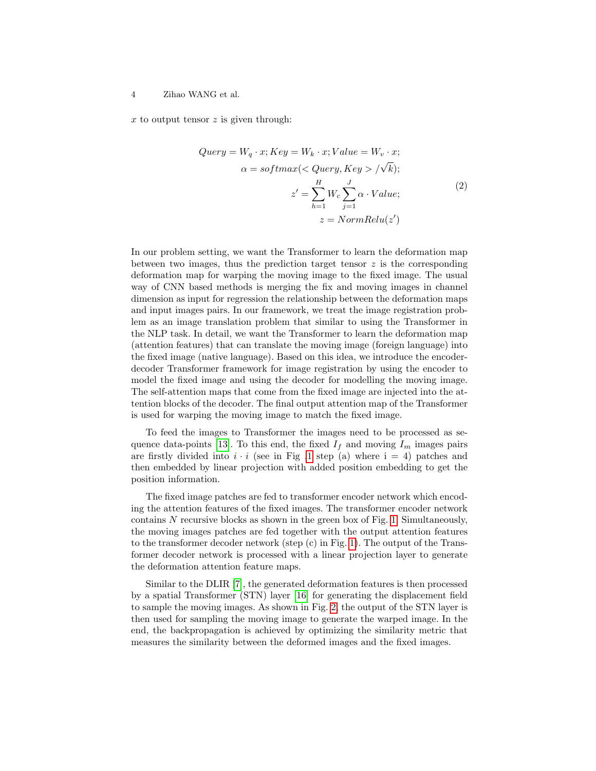$x$ to output tensor $z$ is given through:

$$
\begin{aligned}
Query = W_q \cdot x; Key = W_k \cdot x; Value = W_v \cdot x;\\
\alpha = softmax(< Query, Key > / \sqrt{k});\\
z' = \sum_{h=1}^{H} W_c \sum_{j=1}^{J} \alpha \cdot Value;\\
z = NormRelu(z')
\end{aligned}
\tag{2}
$$

In our problem setting, we want the Transformer to learn the deformation map between two images, thus the prediction target tensor $z$ is the corresponding deformation map for warping the moving image to the fixed image. The usual way of CNN based methods is merging the fix and moving images in channel dimension as input for regression the relationship between the deformation maps and input images pairs. In our framework, we treat the image registration problem as an image translation problem that similar to using the Transformer in the NLP task. In detail, we want the Transformer to learn the deformation map (attention features) that can translate the moving image (foreign language) into the fixed image (native language). Based on this idea, we introduce the encoder-decoder Transformer framework for image registration by using the encoder to model the fixed image and using the decoder for modelling the moving image. The self-attention maps that come from the fixed image are injected into the attention blocks of the decoder. The final output attention map of the Transformer is used for warping the moving image to match the fixed image.

To feed the images to Transformer the images need to be processed as sequence data-points [13]. To this end, the fixed $I_f$ and moving $I_m$ images pairs are firstly divided into $i \cdot i$ (see in Fig .1 step (a) where i = 4) patches and then embedded by linear projection with added position embedding to get the position information.

The fixed image patches are fed to transformer encoder network which encoding the attention features of the fixed images. The transformer encoder network contains $N$ recursive blocks as shown in the green box of Fig. 1. Simultaneously, the moving images patches are fed together with the output attention features to the transformer decoder network (step (c) in Fig. 1). The output of the Transformer decoder network is processed with a linear projection layer to generate the deformation attention feature maps.

Similar to the DLIR [7], the generated deformation features is then processed by a spatial Transformer (STN) layer [16] for generating the displacement field to sample the moving images. As shown in Fig. 2, the output of the STN layer is then used for sampling the moving image to generate the warped image. In the end, the backpropagation is achieved by optimizing the similarity metric that measures the similarity between the deformed images and the fixed images.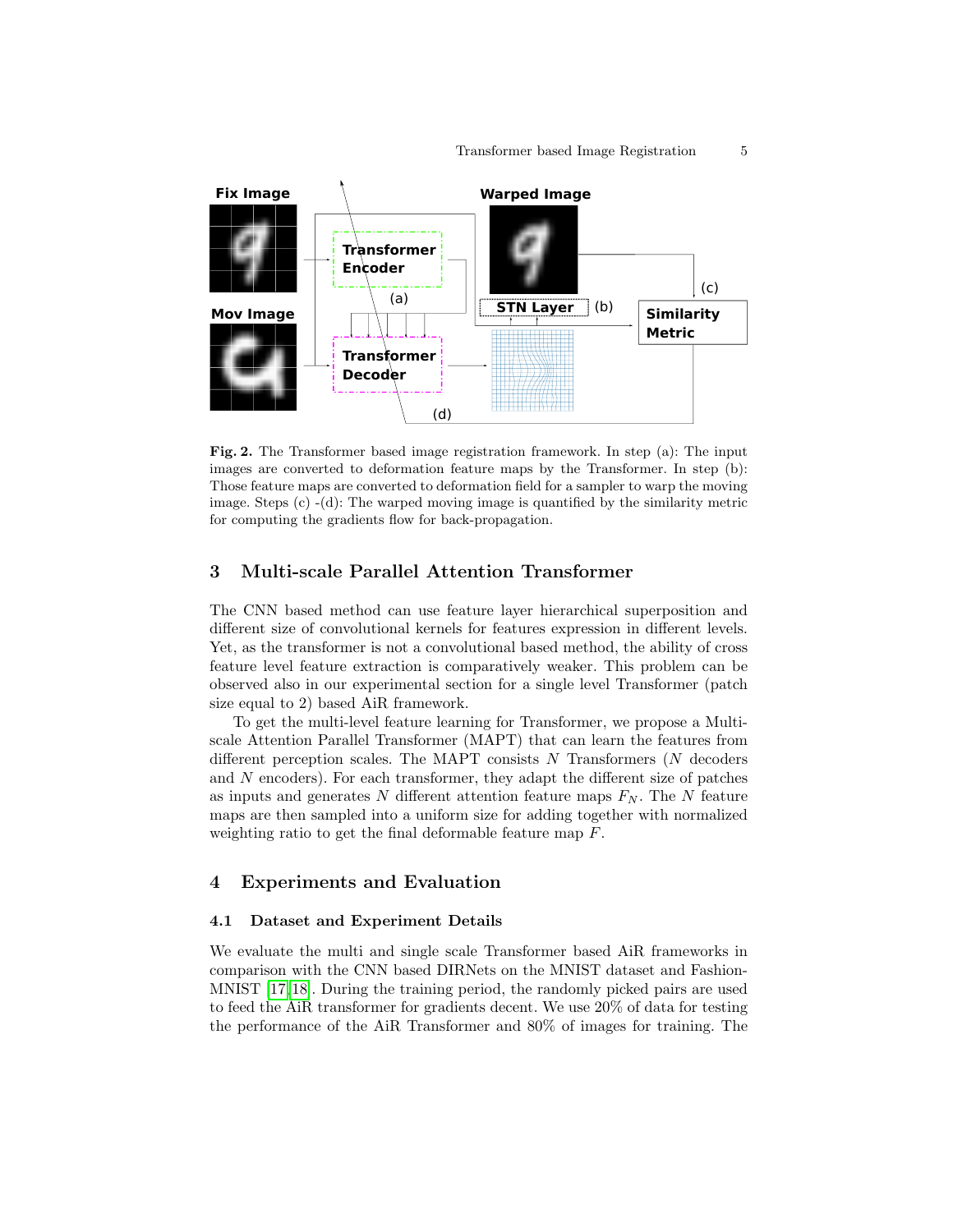**Fig. 2.** The Transformer based image registration framework. In step (a): The input images are converted to deformation feature maps by the Transformer. In step (b): Those feature maps are converted to deformation field for a sampler to warp the moving image. Steps (c) -(d): The warped moving image is quantified by the similarity metric for computing the gradients flow for back-propagation.

## 3 Multi-scale Parallel Attention Transformer

The CNN based method can use feature layer hierarchical superposition and different size of convolutional kernels for features expression in different levels. Yet, as the transformer is not a convolutional based method, the ability of cross feature level feature extraction is comparatively weaker. This problem can be observed also in our experimental section for a single level Transformer (patch size equal to 2) based AiR framework.

To get the multi-level feature learning for Transformer, we propose a Multi-scale Attention Parallel Transformer (MAPT) that can learn the features from different perception scales. The MAPT consists $N$ Transformers ($N$ decoders and $N$ encoders). For each transformer, they adapt the different size of patches as inputs and generates $N$ different attention feature maps $F_N$. The $N$ feature maps are then sampled into a uniform size for adding together with normalized weighting ratio to get the final deformable feature map $F$.

## 4 Experiments and Evaluation

### 4.1 Dataset and Experiment Details

We evaluate the multi and single scale Transformer based AiR frameworks in comparison with the CNN based DIRNets on the MNIST dataset and Fashion-MNIST [17,18]. During the training period, the randomly picked pairs are used to feed the AiR transformer for gradients decent. We use 20% of data for testing the performance of the AiR Transformer and 80% of images for training. The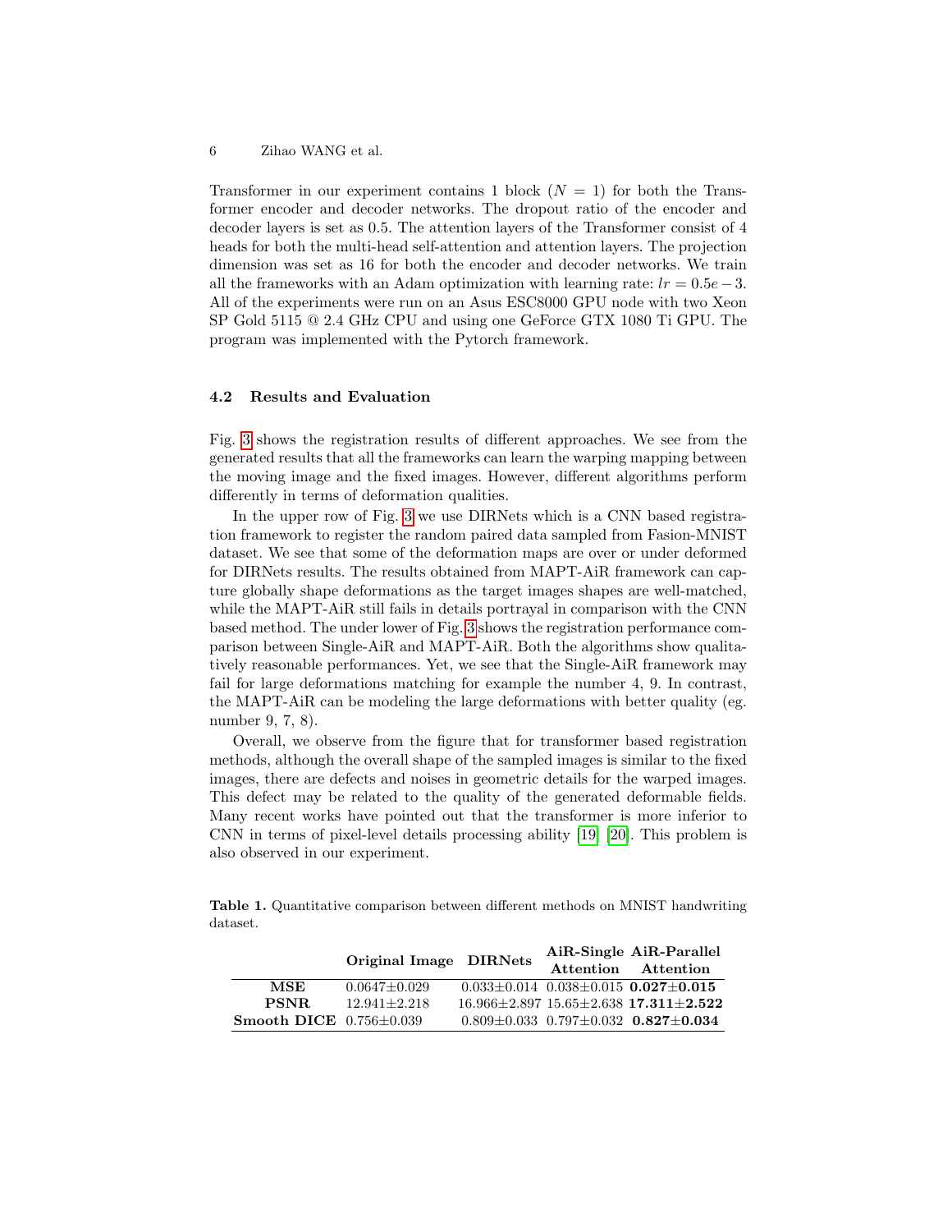Transformer in our experiment contains 1 block ($N = 1$) for both the Transformer encoder and decoder networks. The dropout ratio of the encoder and decoder layers is set as 0.5. The attention layers of the Transformer consist of 4 heads for both the multi-head self-attention and attention layers. The projection dimension was set as 16 for both the encoder and decoder networks. We train all the frameworks with an Adam optimization with learning rate: $lr = 0.5e-3$. All of the experiments were run on an Asus ESC8000 GPU node with two Xeon SP Gold 5115 @ 2.4 GHz CPU and using one GeForce GTX 1080 Ti GPU. The program was implemented with the Pytorch framework.

### 4.2 Results and Evaluation

Fig. 3 shows the registration results of different approaches. We see from the generated results that all the frameworks can learn the warping mapping between the moving image and the fixed images. However, different algorithms perform differently in terms of deformation qualities.

In the upper row of Fig. 3 we use DIRNets which is a CNN based registration framework to register the random paired data sampled from Fasion-MNIST dataset. We see that some of the deformation maps are over or under deformed for DIRNets results. The results obtained from MAPT-AiR framework can capture globally shape deformations as the target images shapes are well-matched, while the MAPT-AiR still fails in details portrayal in comparison with the CNN based method. The under lower of Fig. 3 shows the registration performance comparison between Single-AiR and MAPT-AiR. Both the algorithms show qualitatively reasonable performances. Yet, we see that the Single-AiR framework may fail for large deformations matching for example the number 4, 9. In contrast, the MAPT-AiR can be modeling the large deformations with better quality (eg. number 9, 7, 8).

Overall, we observe from the figure that for transformer based registration methods, although the overall shape of the sampled images is similar to the fixed images, there are defects and noises in geometric details for the warped images. This defect may be related to the quality of the generated deformable fields. Many recent works have pointed out that the transformer is more inferior to CNN in terms of pixel-level details processing ability [19] [20]. This problem is also observed in our experiment.

**Table 1.** Quantitative comparison between different methods on MNIST handwriting dataset.

| | Original Image | DIRNets | AiR-Single Attention | AiR-Parallel Attention |
|---|---|---|---|---|
| **MSE** | 0.0647±0.029 | 0.033±0.014 | 0.038±0.015 | **0.027±0.015** |
| **PSNR** | 12.941±2.218 | 16.966±2.897 | 15.65±2.638 | **17.311±2.522** |
| **Smooth DICE** | 0.756±0.039 | 0.809±0.033 | 0.797±0.032 | **0.827±0.034** |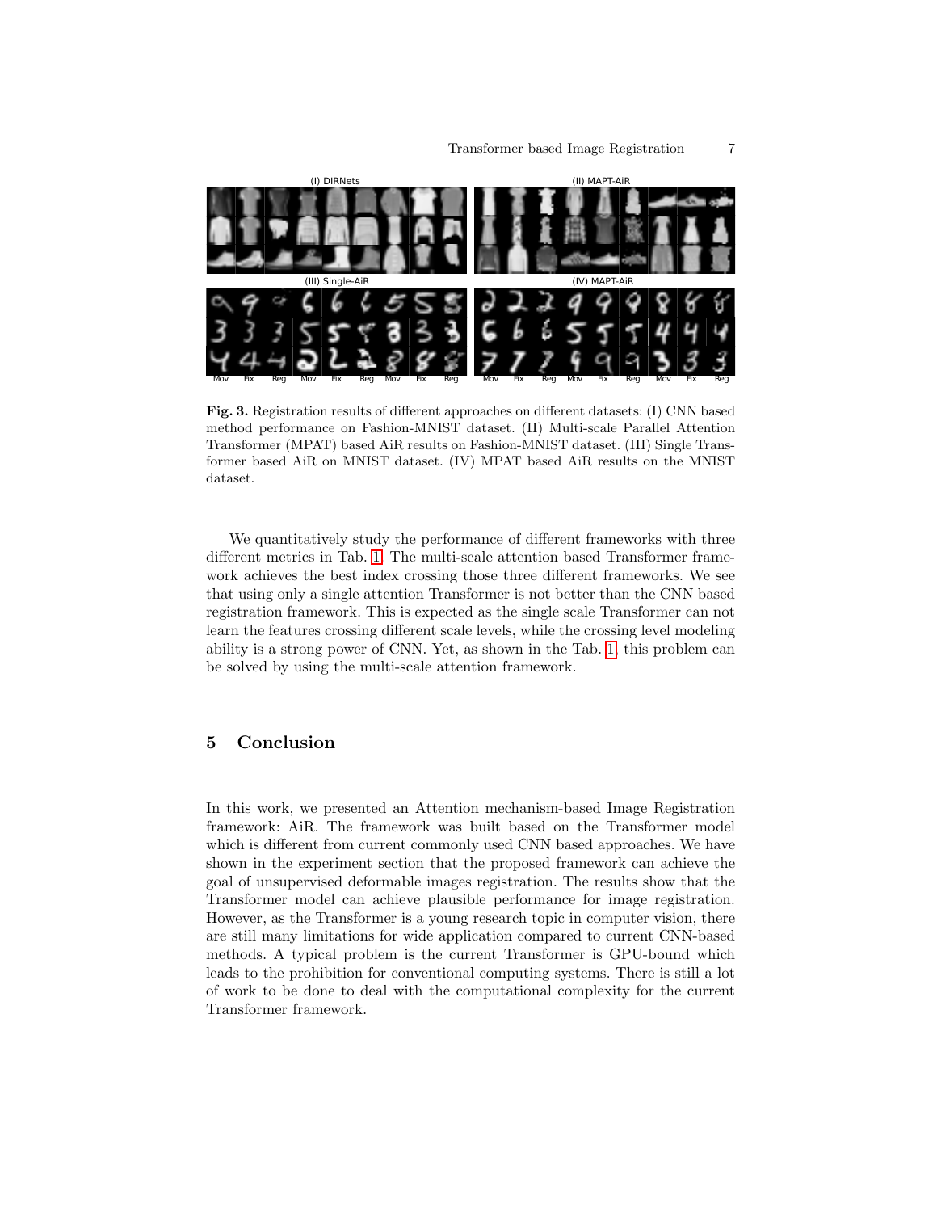**Fig. 3.** Registration results of different approaches on different datasets: (I) CNN based method performance on Fashion-MNIST dataset. (II) Multi-scale Parallel Attention Transformer (MPAT) based AiR results on Fashion-MNIST dataset. (III) Single Transformer based AiR on MNIST dataset. (IV) MPAT based AiR results on the MNIST dataset.

We quantitatively study the performance of different frameworks with three different metrics in Tab. 1. The multi-scale attention based Transformer framework achieves the best index crossing those three different frameworks. We see that using only a single attention Transformer is not better than the CNN based registration framework. This is expected as the single scale Transformer can not learn the features crossing different scale levels, while the crossing level modeling ability is a strong power of CNN. Yet, as shown in the Tab. 1, this problem can be solved by using the multi-scale attention framework.

## 5 Conclusion

In this work, we presented an Attention mechanism-based Image Registration framework: AiR. The framework was built based on the Transformer model which is different from current commonly used CNN based approaches. We have shown in the experiment section that the proposed framework can achieve the goal of unsupervised deformable images registration. The results show that the Transformer model can achieve plausible performance for image registration. However, as the Transformer is a young research topic in computer vision, there are still many limitations for wide application compared to current CNN-based methods. A typical problem is the current Transformer is GPU-bound which leads to the prohibition for conventional computing systems. There is still a lot of work to be done to deal with the computational complexity for the current Transformer framework.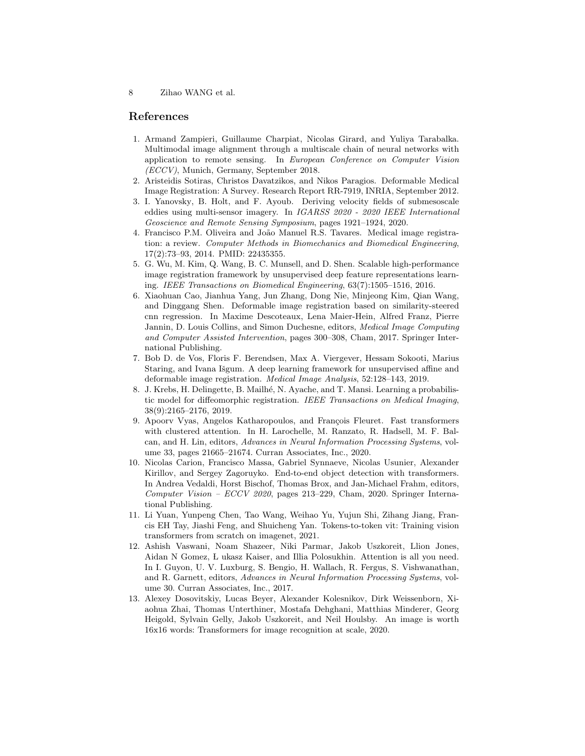## References

1. Armand Zampieri, Guillaume Charpiat, Nicolas Girard, and Yuliya Tarabalka. Multimodal image alignment through a multiscale chain of neural networks with application to remote sensing. In *European Conference on Computer Vision (ECCV)*, Munich, Germany, September 2018.
2. Aristeidis Sotiras, Christos Davatzikos, and Nikos Paragios. Deformable Medical Image Registration: A Survey. Research Report RR-7919, INRIA, September 2012.
3. I. Yanovsky, B. Holt, and F. Ayoub. Deriving velocity fields of submesoscale eddies using multi-sensor imagery. In *IGARSS 2020 - 2020 IEEE International Geoscience and Remote Sensing Symposium*, pages 1921–1924, 2020.
4. Francisco P.M. Oliveira and João Manuel R.S. Tavares. Medical image registration: a review. *Computer Methods in Biomechanics and Biomedical Engineering*, 17(2):73–93, 2014. PMID: 22435355.
5. G. Wu, M. Kim, Q. Wang, B. C. Munsell, and D. Shen. Scalable high-performance image registration framework by unsupervised deep feature representations learning. *IEEE Transactions on Biomedical Engineering*, 63(7):1505–1516, 2016.
6. Xiaohuan Cao, Jianhua Yang, Jun Zhang, Dong Nie, Minjeong Kim, Qian Wang, and Dinggang Shen. Deformable image registration based on similarity-steered cnn regression. In Maxime Descoteaux, Lena Maier-Hein, Alfred Franz, Pierre Jannin, D. Louis Collins, and Simon Duchesne, editors, *Medical Image Computing and Computer Assisted Intervention*, pages 300–308, Cham, 2017. Springer International Publishing.
7. Bob D. de Vos, Floris F. Berendsen, Max A. Viergever, Hessam Sokooti, Marius Staring, and Ivana Išgum. A deep learning framework for unsupervised affine and deformable image registration. *Medical Image Analysis*, 52:128–143, 2019.
8. J. Krebs, H. Delingette, B. Mailhé, N. Ayache, and T. Mansi. Learning a probabilistic model for diffeomorphic registration. *IEEE Transactions on Medical Imaging*, 38(9):2165–2176, 2019.
9. Apoorv Vyas, Angelos Katharopoulos, and François Fleuret. Fast transformers with clustered attention. In H. Larochelle, M. Ranzato, R. Hadsell, M. F. Balcan, and H. Lin, editors, *Advances in Neural Information Processing Systems*, volume 33, pages 21665–21674. Curran Associates, Inc., 2020.
10. Nicolas Carion, Francisco Massa, Gabriel Synnaeve, Nicolas Usunier, Alexander Kirillov, and Sergey Zagoruyko. End-to-end object detection with transformers. In Andrea Vedaldi, Horst Bischof, Thomas Brox, and Jan-Michael Frahm, editors, *Computer Vision – ECCV 2020*, pages 213–229, Cham, 2020. Springer International Publishing.
11. Li Yuan, Yunpeng Chen, Tao Wang, Weihao Yu, Yujun Shi, Zihang Jiang, Francis EH Tay, Jiashi Feng, and Shuicheng Yan. Tokens-to-token vit: Training vision transformers from scratch on imagenet, 2021.
12. Ashish Vaswani, Noam Shazeer, Niki Parmar, Jakob Uszkoreit, Llion Jones, Aidan N Gomez, Ł ukasz Kaiser, and Illia Polosukhin. Attention is all you need. In I. Guyon, U. V. Luxburg, S. Bengio, H. Wallach, R. Fergus, S. Vishwanathan, and R. Garnett, editors, *Advances in Neural Information Processing Systems*, volume 30. Curran Associates, Inc., 2017.
13. Alexey Dosovitskiy, Lucas Beyer, Alexander Kolesnikov, Dirk Weissenborn, Xiaohua Zhai, Thomas Unterthiner, Mostafa Dehghani, Matthias Minderer, Georg Heigold, Sylvain Gelly, Jakob Uszkoreit, and Neil Houlsby. An image is worth 16x16 words: Transformers for image recognition at scale, 2020.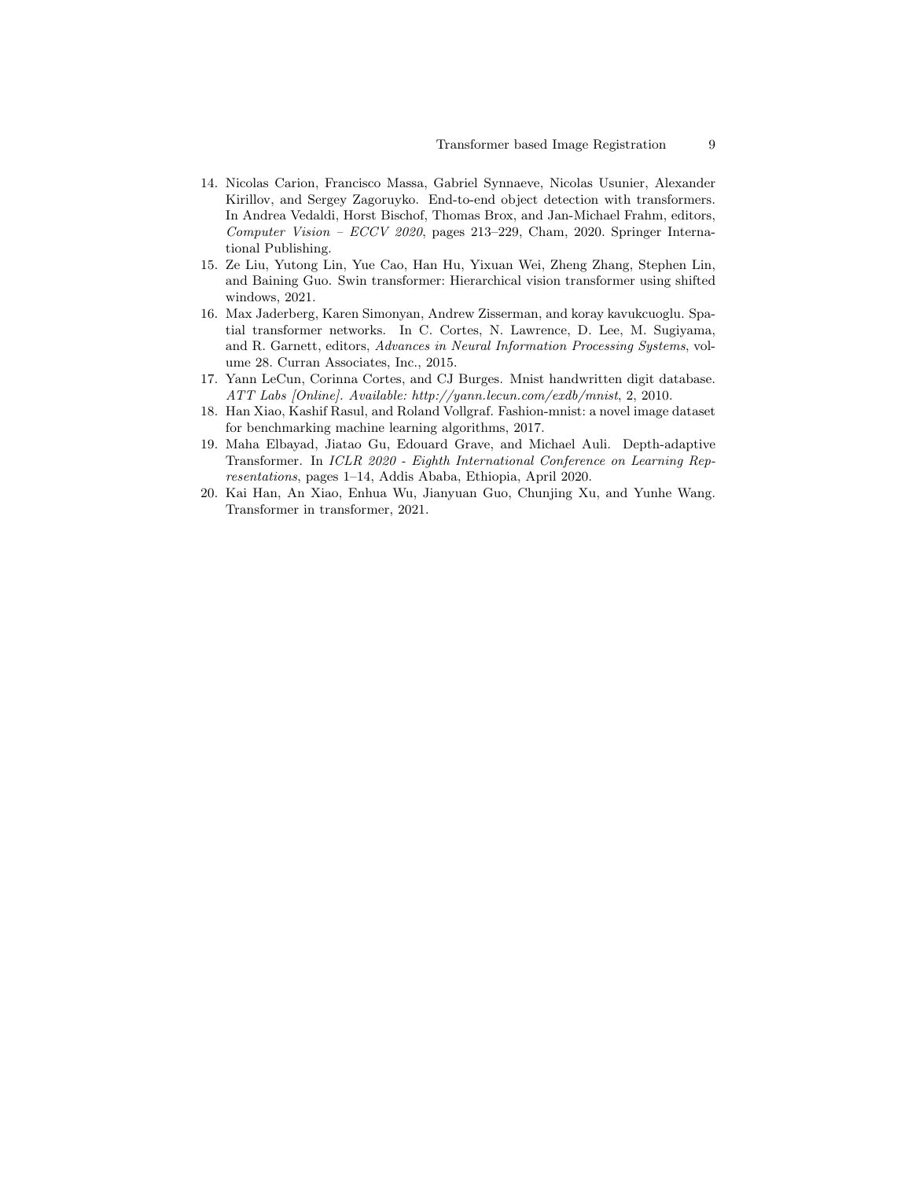14. Nicolas Carion, Francisco Massa, Gabriel Synnaeve, Nicolas Usunier, Alexander Kirillov, and Sergey Zagoruyko. End-to-end object detection with transformers. In Andrea Vedaldi, Horst Bischof, Thomas Brox, and Jan-Michael Frahm, editors, *Computer Vision – ECCV 2020*, pages 213–229, Cham, 2020. Springer International Publishing.
15. Ze Liu, Yutong Lin, Yue Cao, Han Hu, Yixuan Wei, Zheng Zhang, Stephen Lin, and Baining Guo. Swin transformer: Hierarchical vision transformer using shifted windows, 2021.
16. Max Jaderberg, Karen Simonyan, Andrew Zisserman, and koray kavukcuoglu. Spatial transformer networks. In C. Cortes, N. Lawrence, D. Lee, M. Sugiyama, and R. Garnett, editors, *Advances in Neural Information Processing Systems*, volume 28. Curran Associates, Inc., 2015.
17. Yann LeCun, Corinna Cortes, and CJ Burges. Mnist handwritten digit database. *ATT Labs [Online]. Available: http://yann.lecun.com/exdb/mnist*, 2, 2010.
18. Han Xiao, Kashif Rasul, and Roland Vollgraf. Fashion-mnist: a novel image dataset for benchmarking machine learning algorithms, 2017.
19. Maha Elbayad, Jiatao Gu, Edouard Grave, and Michael Auli. Depth-adaptive Transformer. In *ICLR 2020 - Eighth International Conference on Learning Representations*, pages 1–14, Addis Ababa, Ethiopia, April 2020.
20. Kai Han, An Xiao, Enhua Wu, Jianyuan Guo, Chunjing Xu, and Yunhe Wang. Transformer in transformer, 2021.